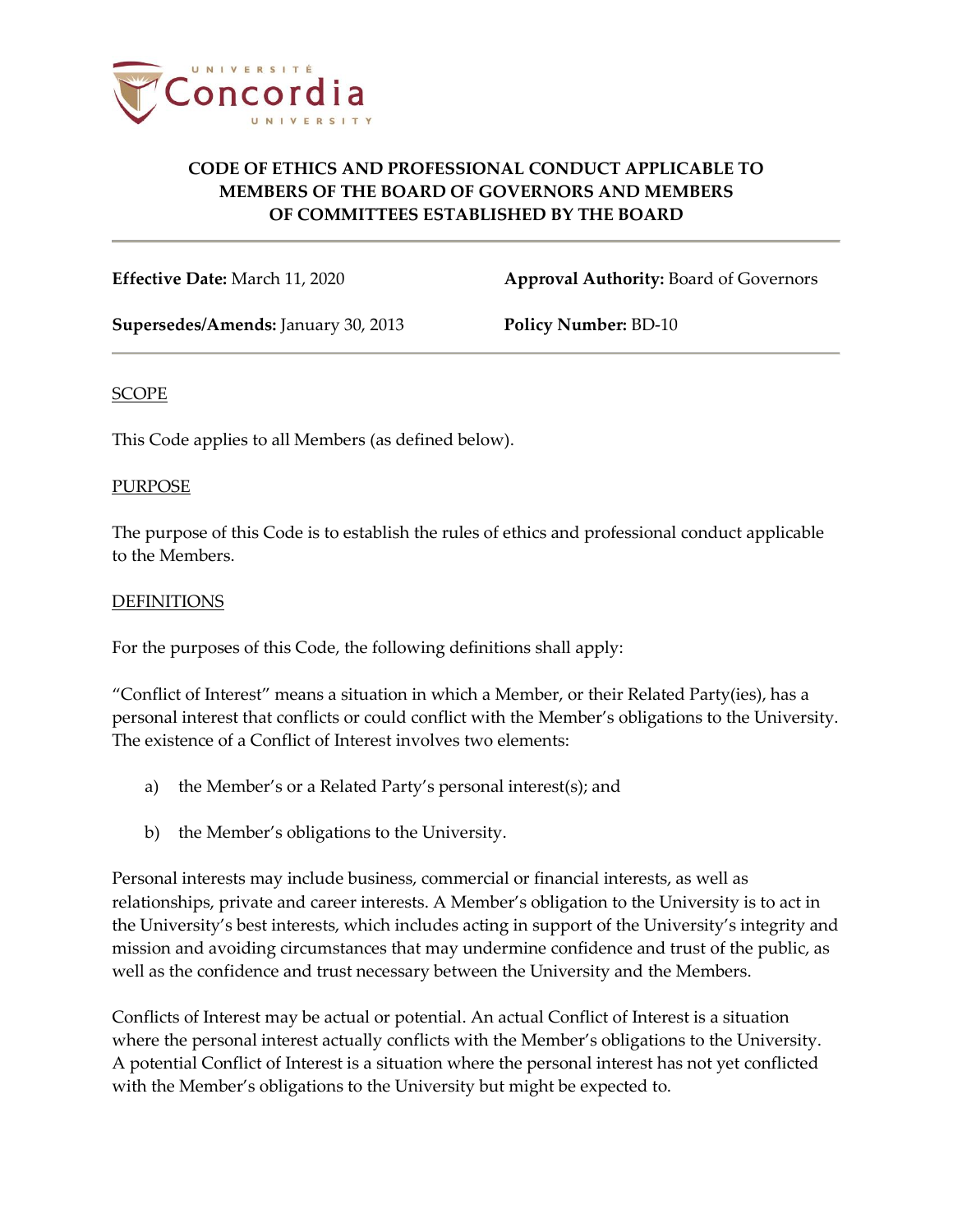# CODE OF ETHICS AND PROFESSIONAL CONDUCT APPLICABLE TO MEMBERS OF THE BOARD OF GOVERNORS AND MEMBERS OF COMMITTEES ESTABLISHED BY THE BOARD

**Effective Date:** March 11, 2020

**Approval Authority:** Board of Governors

**Supersedes/Amends:** January 30, 2013

**Policy Number:** BD-10

## SCOPE

This Code applies to all Members (as defined below).

## PURPOSE

The purpose of this Code is to establish the rules of ethics and professional conduct applicable to the Members.

## DEFINITIONS

For the purposes of this Code, the following definitions shall apply:

"Conflict of Interest" means a situation in which a Member, or their Related Party(ies), has a personal interest that conflicts or could conflict with the Member's obligations to the University. The existence of a Conflict of Interest involves two elements:

a) the Member's or a Related Party's personal interest(s); and

b) the Member's obligations to the University.

Personal interests may include business, commercial or financial interests, as well as relationships, private and career interests. A Member's obligation to the University is to act in the University's best interests, which includes acting in support of the University's integrity and mission and avoiding circumstances that may undermine confidence and trust of the public, as well as the confidence and trust necessary between the University and the Members.

Conflicts of Interest may be actual or potential. An actual Conflict of Interest is a situation where the personal interest actually conflicts with the Member's obligations to the University. A potential Conflict of Interest is a situation where the personal interest has not yet conflicted with the Member's obligations to the University but might be expected to.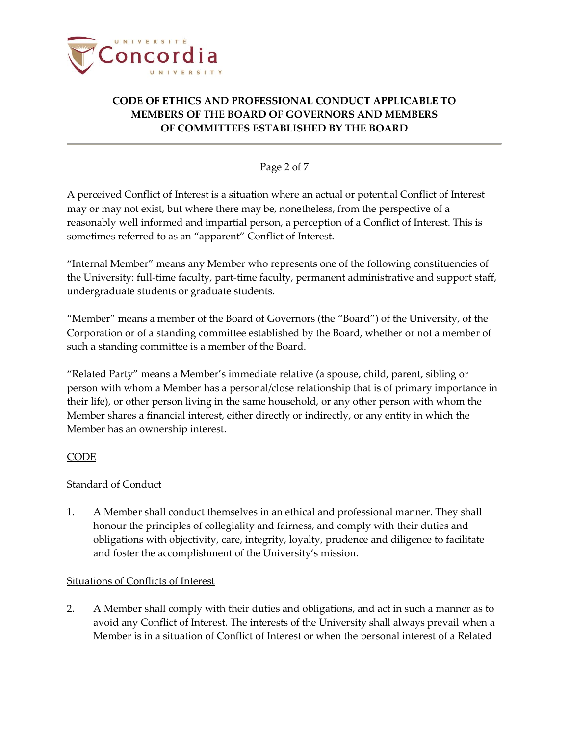A perceived Conflict of Interest is a situation where an actual or potential Conflict of Interest may or may not exist, but where there may be, nonetheless, from the perspective of a reasonably well informed and impartial person, a perception of a Conflict of Interest. This is sometimes referred to as an "apparent" Conflict of Interest.

"Internal Member" means any Member who represents one of the following constituencies of the University: full-time faculty, part-time faculty, permanent administrative and support staff, undergraduate students or graduate students.

"Member" means a member of the Board of Governors (the "Board") of the University, of the Corporation or of a standing committee established by the Board, whether or not a member of such a standing committee is a member of the Board.

"Related Party" means a Member's immediate relative (a spouse, child, parent, sibling or person with whom a Member has a personal/close relationship that is of primary importance in their life), or other person living in the same household, or any other person with whom the Member shares a financial interest, either directly or indirectly, or any entity in which the Member has an ownership interest.

## CODE

### Standard of Conduct

1. A Member shall conduct themselves in an ethical and professional manner. They shall honour the principles of collegiality and fairness, and comply with their duties and obligations with objectivity, care, integrity, loyalty, prudence and diligence to facilitate and foster the accomplishment of the University's mission.

### Situations of Conflicts of Interest

2. A Member shall comply with their duties and obligations, and act in such a manner as to avoid any Conflict of Interest. The interests of the University shall always prevail when a Member is in a situation of Conflict of Interest or when the personal interest of a Related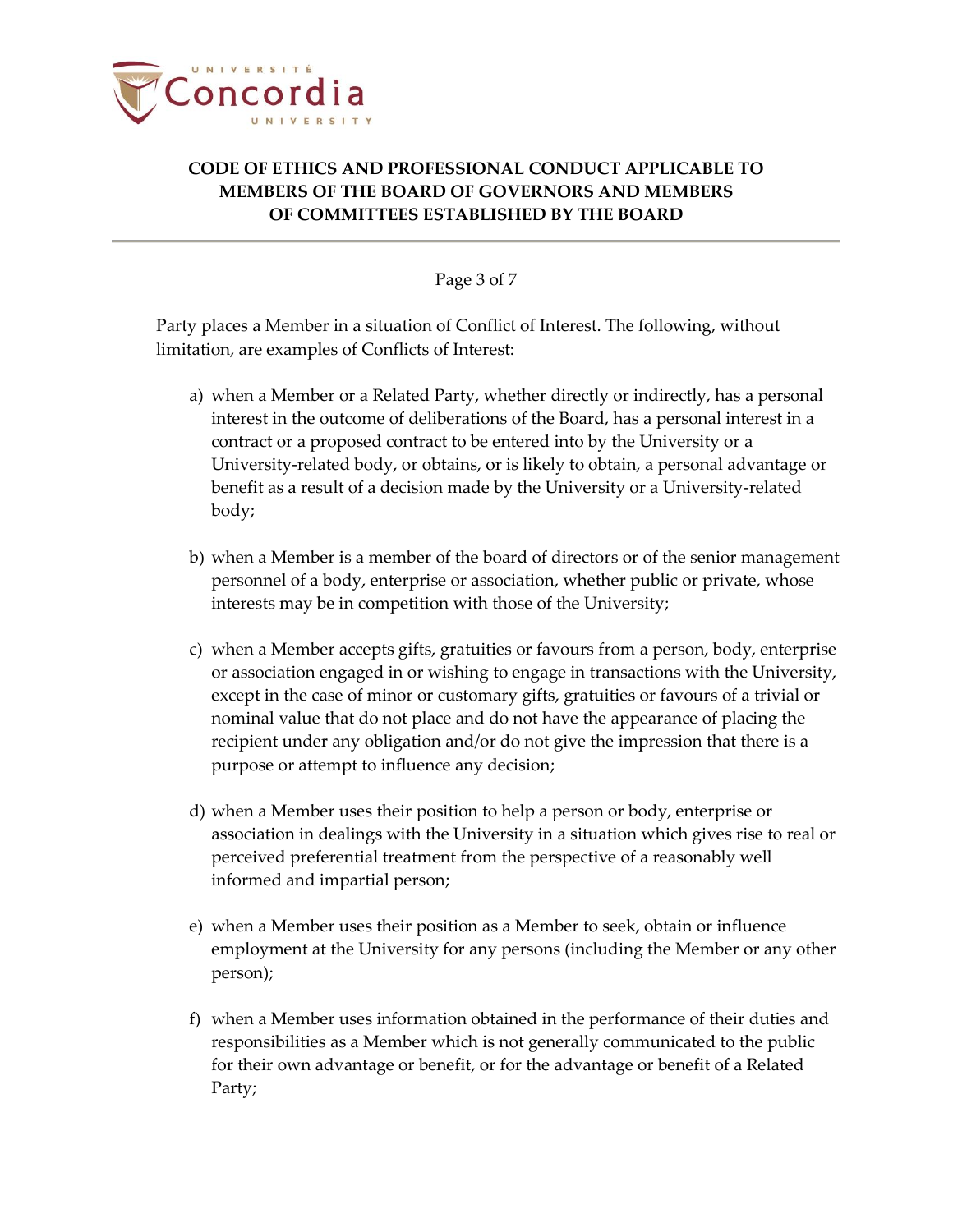Party places a Member in a situation of Conflict of Interest. The following, without limitation, are examples of Conflicts of Interest:

a) when a Member or a Related Party, whether directly or indirectly, has a personal interest in the outcome of deliberations of the Board, has a personal interest in a contract or a proposed contract to be entered into by the University or a University-related body, or obtains, or is likely to obtain, a personal advantage or benefit as a result of a decision made by the University or a University-related body;

b) when a Member is a member of the board of directors or of the senior management personnel of a body, enterprise or association, whether public or private, whose interests may be in competition with those of the University;

c) when a Member accepts gifts, gratuities or favours from a person, body, enterprise or association engaged in or wishing to engage in transactions with the University, except in the case of minor or customary gifts, gratuities or favours of a trivial or nominal value that do not place and do not have the appearance of placing the recipient under any obligation and/or do not give the impression that there is a purpose or attempt to influence any decision;

d) when a Member uses their position to help a person or body, enterprise or association in dealings with the University in a situation which gives rise to real or perceived preferential treatment from the perspective of a reasonably well informed and impartial person;

e) when a Member uses their position as a Member to seek, obtain or influence employment at the University for any persons (including the Member or any other person);

f) when a Member uses information obtained in the performance of their duties and responsibilities as a Member which is not generally communicated to the public for their own advantage or benefit, or for the advantage or benefit of a Related Party;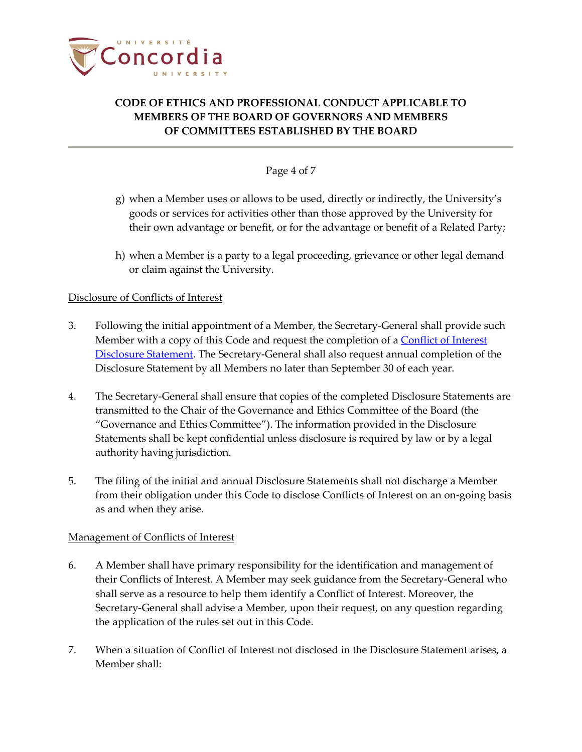g) when a Member uses or allows to be used, directly or indirectly, the University's goods or services for activities other than those approved by the University for their own advantage or benefit, or for the advantage or benefit of a Related Party;

h) when a Member is a party to a legal proceeding, grievance or other legal demand or claim against the University.

Disclosure of Conflicts of Interest

3. Following the initial appointment of a Member, the Secretary-General shall provide such Member with a copy of this Code and request the completion of a Conflict of Interest Disclosure Statement. The Secretary-General shall also request annual completion of the Disclosure Statement by all Members no later than September 30 of each year.

4. The Secretary-General shall ensure that copies of the completed Disclosure Statements are transmitted to the Chair of the Governance and Ethics Committee of the Board (the "Governance and Ethics Committee"). The information provided in the Disclosure Statements shall be kept confidential unless disclosure is required by law or by a legal authority having jurisdiction.

5. The filing of the initial and annual Disclosure Statements shall not discharge a Member from their obligation under this Code to disclose Conflicts of Interest on an on-going basis as and when they arise.

Management of Conflicts of Interest

6. A Member shall have primary responsibility for the identification and management of their Conflicts of Interest. A Member may seek guidance from the Secretary-General who shall serve as a resource to help them identify a Conflict of Interest. Moreover, the Secretary-General shall advise a Member, upon their request, on any question regarding the application of the rules set out in this Code.

7. When a situation of Conflict of Interest not disclosed in the Disclosure Statement arises, a Member shall: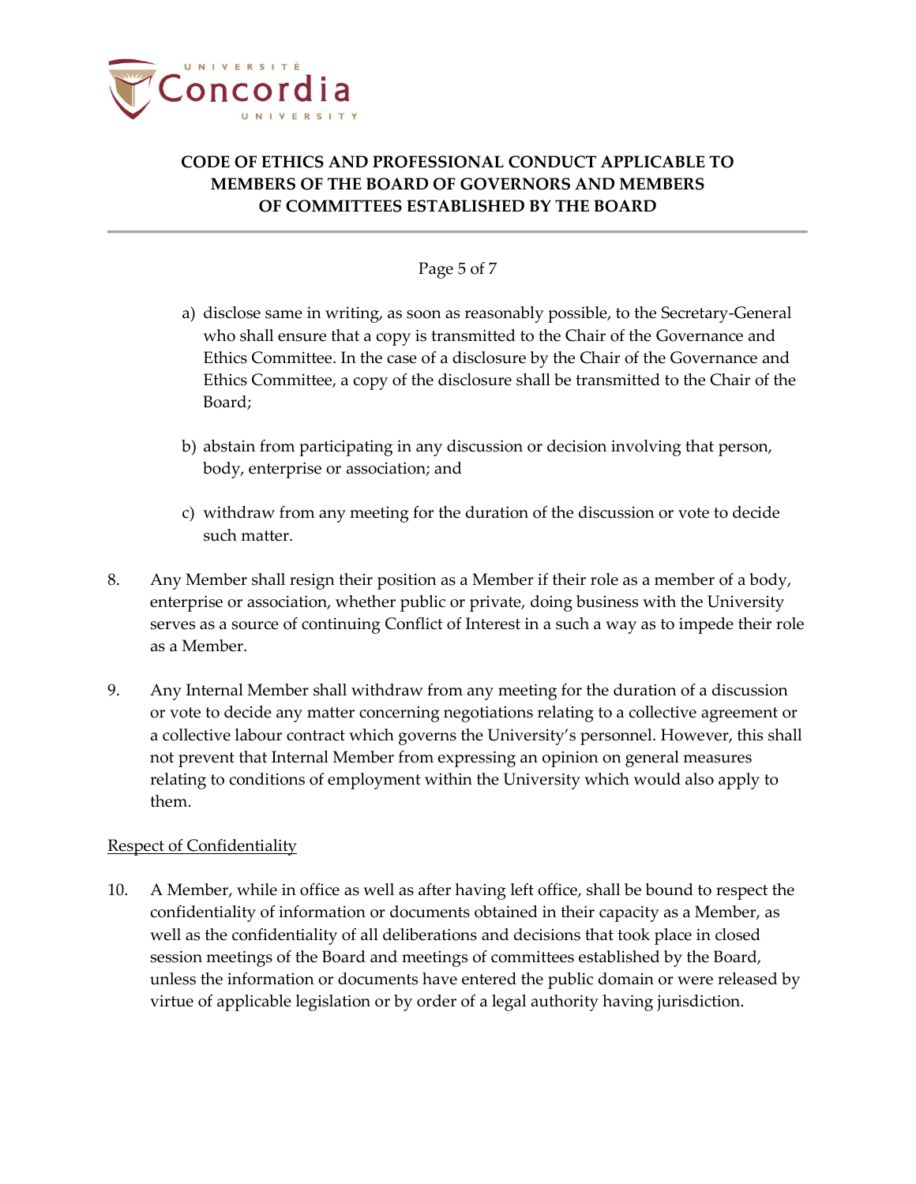a) disclose same in writing, as soon as reasonably possible, to the Secretary-General who shall ensure that a copy is transmitted to the Chair of the Governance and Ethics Committee. In the case of a disclosure by the Chair of the Governance and Ethics Committee, a copy of the disclosure shall be transmitted to the Chair of the Board;

b) abstain from participating in any discussion or decision involving that person, body, enterprise or association; and

c) withdraw from any meeting for the duration of the discussion or vote to decide such matter.

8. Any Member shall resign their position as a Member if their role as a member of a body, enterprise or association, whether public or private, doing business with the University serves as a source of continuing Conflict of Interest in a such a way as to impede their role as a Member.

9. Any Internal Member shall withdraw from any meeting for the duration of a discussion or vote to decide any matter concerning negotiations relating to a collective agreement or a collective labour contract which governs the University's personnel. However, this shall not prevent that Internal Member from expressing an opinion on general measures relating to conditions of employment within the University which would also apply to them.

<u>Respect of Confidentiality</u>

10. A Member, while in office as well as after having left office, shall be bound to respect the confidentiality of information or documents obtained in their capacity as a Member, as well as the confidentiality of all deliberations and decisions that took place in closed session meetings of the Board and meetings of committees established by the Board, unless the information or documents have entered the public domain or were released by virtue of applicable legislation or by order of a legal authority having jurisdiction.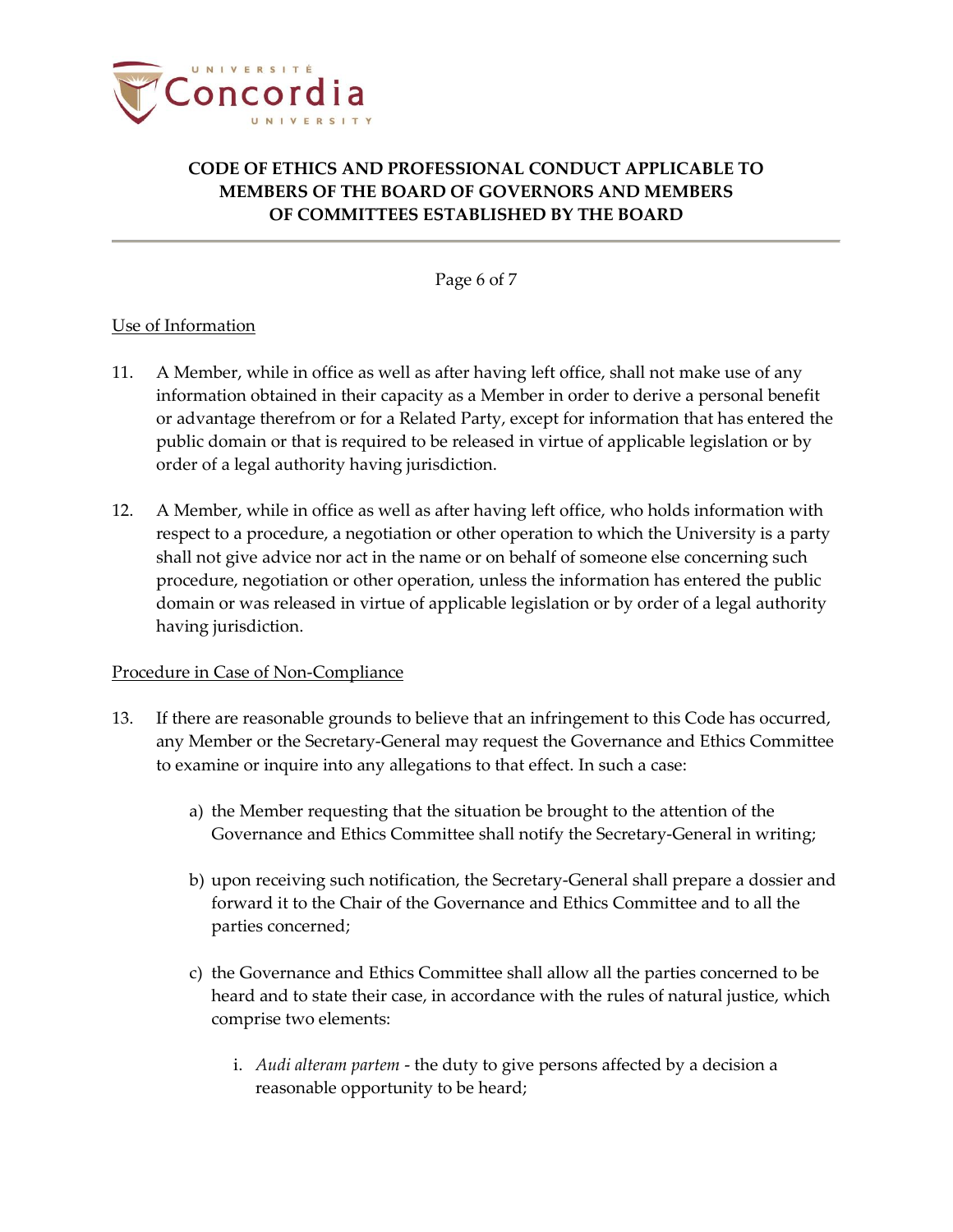Use of Information

11. A Member, while in office as well as after having left office, shall not make use of any information obtained in their capacity as a Member in order to derive a personal benefit or advantage therefrom or for a Related Party, except for information that has entered the public domain or that is required to be released in virtue of applicable legislation or by order of a legal authority having jurisdiction.

12. A Member, while in office as well as after having left office, who holds information with respect to a procedure, a negotiation or other operation to which the University is a party shall not give advice nor act in the name or on behalf of someone else concerning such procedure, negotiation or other operation, unless the information has entered the public domain or was released in virtue of applicable legislation or by order of a legal authority having jurisdiction.

Procedure in Case of Non-Compliance

13. If there are reasonable grounds to believe that an infringement to this Code has occurred, any Member or the Secretary-General may request the Governance and Ethics Committee to examine or inquire into any allegations to that effect. In such a case:

    a) the Member requesting that the situation be brought to the attention of the Governance and Ethics Committee shall notify the Secretary-General in writing;

    b) upon receiving such notification, the Secretary-General shall prepare a dossier and forward it to the Chair of the Governance and Ethics Committee and to all the parties concerned;

    c) the Governance and Ethics Committee shall allow all the parties concerned to be heard and to state their case, in accordance with the rules of natural justice, which comprise two elements:

        i. *Audi alteram partem* - the duty to give persons affected by a decision a reasonable opportunity to be heard;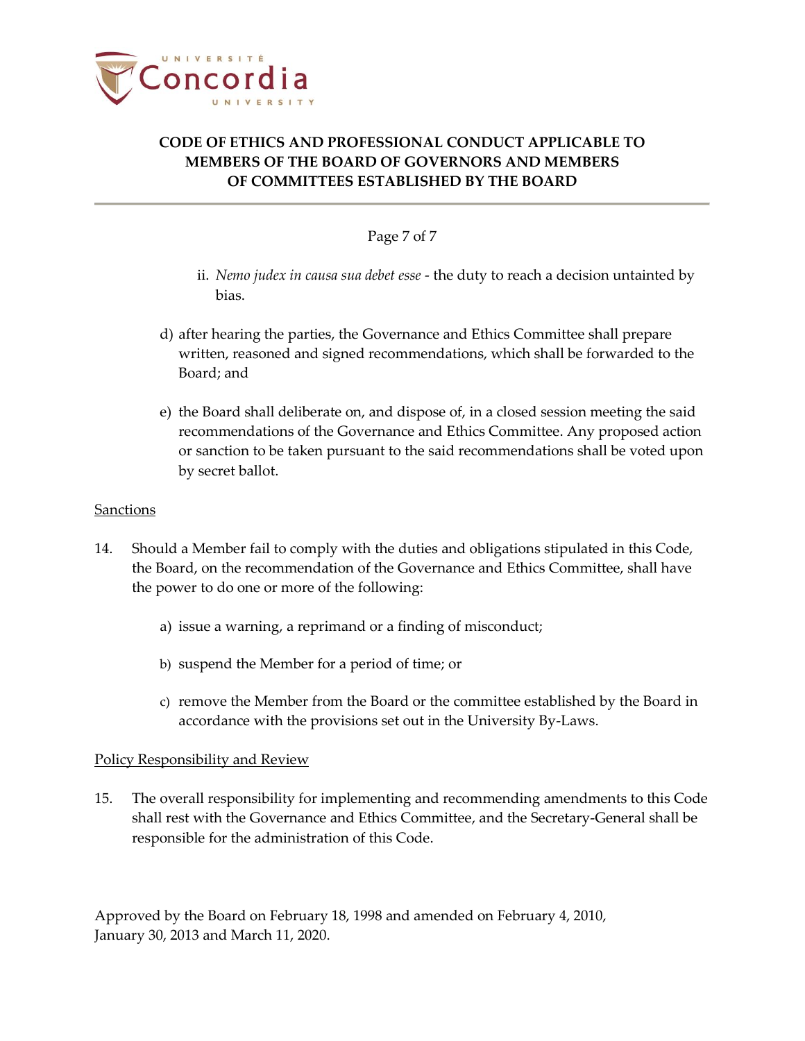ii. *Nemo judex in causa sua debet esse* - the duty to reach a decision untainted by bias.

d) after hearing the parties, the Governance and Ethics Committee shall prepare written, reasoned and signed recommendations, which shall be forwarded to the Board; and

e) the Board shall deliberate on, and dispose of, in a closed session meeting the said recommendations of the Governance and Ethics Committee. Any proposed action or sanction to be taken pursuant to the said recommendations shall be voted upon by secret ballot.

<u>Sanctions</u>

14. Should a Member fail to comply with the duties and obligations stipulated in this Code, the Board, on the recommendation of the Governance and Ethics Committee, shall have the power to do one or more of the following:

    a) issue a warning, a reprimand or a finding of misconduct;

    b) suspend the Member for a period of time; or

    c) remove the Member from the Board or the committee established by the Board in accordance with the provisions set out in the University By-Laws.

<u>Policy Responsibility and Review</u>

15. The overall responsibility for implementing and recommending amendments to this Code shall rest with the Governance and Ethics Committee, and the Secretary-General shall be responsible for the administration of this Code.

Approved by the Board on February 18, 1998 and amended on February 4, 2010, January 30, 2013 and March 11, 2020.